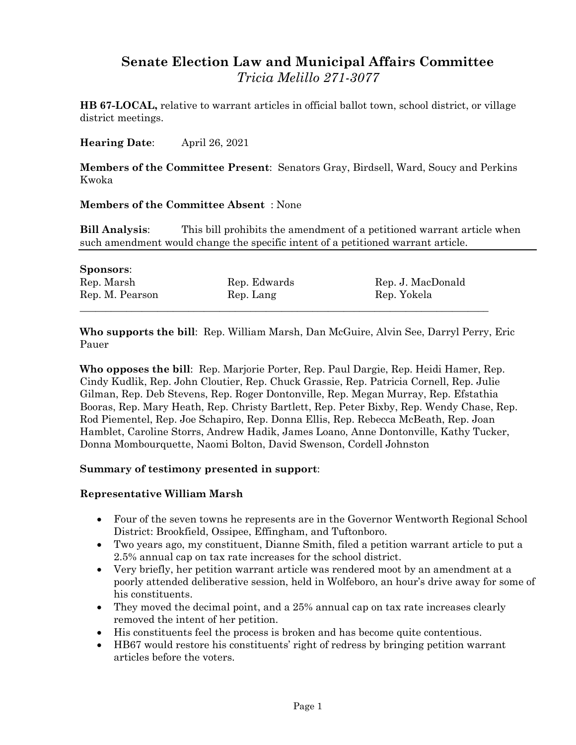# Senate Election Law and Municipal Affairs Committee

*Tricia Melillo 271-3077*

**HB 67-LOCAL,** relative to warrant articles in official ballot town, school district, or village district meetings.

**Hearing Date**: April 26, 2021

**Members of the Committee Present**: Senators Gray, Birdsell, Ward, Soucy and Perkins Kwoka

**Members of the Committee Absent** : None

**Bill Analysis**: This bill prohibits the amendment of a petitioned warrant article when such amendment would change the specific intent of a petitioned warrant article.

**Sponsors**:

| | | |
|---|---|---|
| Rep. Marsh | Rep. Edwards | Rep. J. MacDonald |
| Rep. M. Pearson | Rep. Lang | Rep. Yokela |

**Who supports the bill**: Rep. William Marsh, Dan McGuire, Alvin See, Darryl Perry, Eric Pauer

**Who opposes the bill**: Rep. Marjorie Porter, Rep. Paul Dargie, Rep. Heidi Hamer, Rep. Cindy Kudlik, Rep. John Cloutier, Rep. Chuck Grassie, Rep. Patricia Cornell, Rep. Julie Gilman, Rep. Deb Stevens, Rep. Roger Dontonville, Rep. Megan Murray, Rep. Efstathia Booras, Rep. Mary Heath, Rep. Christy Bartlett, Rep. Peter Bixby, Rep. Wendy Chase, Rep. Rod Piementel, Rep. Joe Schapiro, Rep. Donna Ellis, Rep. Rebecca McBeath, Rep. Joan Hamblet, Caroline Storrs, Andrew Hadik, James Loano, Anne Dontonville, Kathy Tucker, Donna Mombourquette, Naomi Bolton, David Swenson, Cordell Johnston

**Summary of testimony presented in support**:

**Representative William Marsh**

- Four of the seven towns he represents are in the Governor Wentworth Regional School District: Brookfield, Ossipee, Effingham, and Tuftonboro.
- Two years ago, my constituent, Dianne Smith, filed a petition warrant article to put a 2.5% annual cap on tax rate increases for the school district.
- Very briefly, her petition warrant article was rendered moot by an amendment at a poorly attended deliberative session, held in Wolfeboro, an hour's drive away for some of his constituents.
- They moved the decimal point, and a 25% annual cap on tax rate increases clearly removed the intent of her petition.
- His constituents feel the process is broken and has become quite contentious.
- HB67 would restore his constituents' right of redress by bringing petition warrant articles before the voters.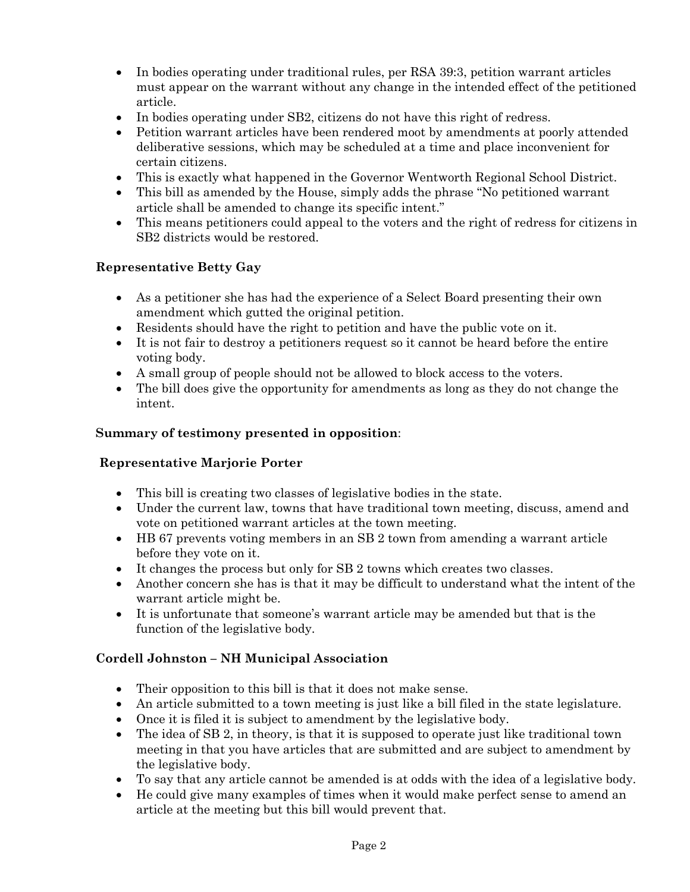- In bodies operating under traditional rules, per RSA 39:3, petition warrant articles must appear on the warrant without any change in the intended effect of the petitioned article.
- In bodies operating under SB2, citizens do not have this right of redress.
- Petition warrant articles have been rendered moot by amendments at poorly attended deliberative sessions, which may be scheduled at a time and place inconvenient for certain citizens.
- This is exactly what happened in the Governor Wentworth Regional School District.
- This bill as amended by the House, simply adds the phrase "No petitioned warrant article shall be amended to change its specific intent."
- This means petitioners could appeal to the voters and the right of redress for citizens in SB2 districts would be restored.

**Representative Betty Gay**

- As a petitioner she has had the experience of a Select Board presenting their own amendment which gutted the original petition.
- Residents should have the right to petition and have the public vote on it.
- It is not fair to destroy a petitioners request so it cannot be heard before the entire voting body.
- A small group of people should not be allowed to block access to the voters.
- The bill does give the opportunity for amendments as long as they do not change the intent.

**Summary of testimony presented in opposition**:

**Representative Marjorie Porter**

- This bill is creating two classes of legislative bodies in the state.
- Under the current law, towns that have traditional town meeting, discuss, amend and vote on petitioned warrant articles at the town meeting.
- HB 67 prevents voting members in an SB 2 town from amending a warrant article before they vote on it.
- It changes the process but only for SB 2 towns which creates two classes.
- Another concern she has is that it may be difficult to understand what the intent of the warrant article might be.
- It is unfortunate that someone's warrant article may be amended but that is the function of the legislative body.

**Cordell Johnston – NH Municipal Association**

- Their opposition to this bill is that it does not make sense.
- An article submitted to a town meeting is just like a bill filed in the state legislature.
- Once it is filed it is subject to amendment by the legislative body.
- The idea of SB 2, in theory, is that it is supposed to operate just like traditional town meeting in that you have articles that are submitted and are subject to amendment by the legislative body.
- To say that any article cannot be amended is at odds with the idea of a legislative body.
- He could give many examples of times when it would make perfect sense to amend an article at the meeting but this bill would prevent that.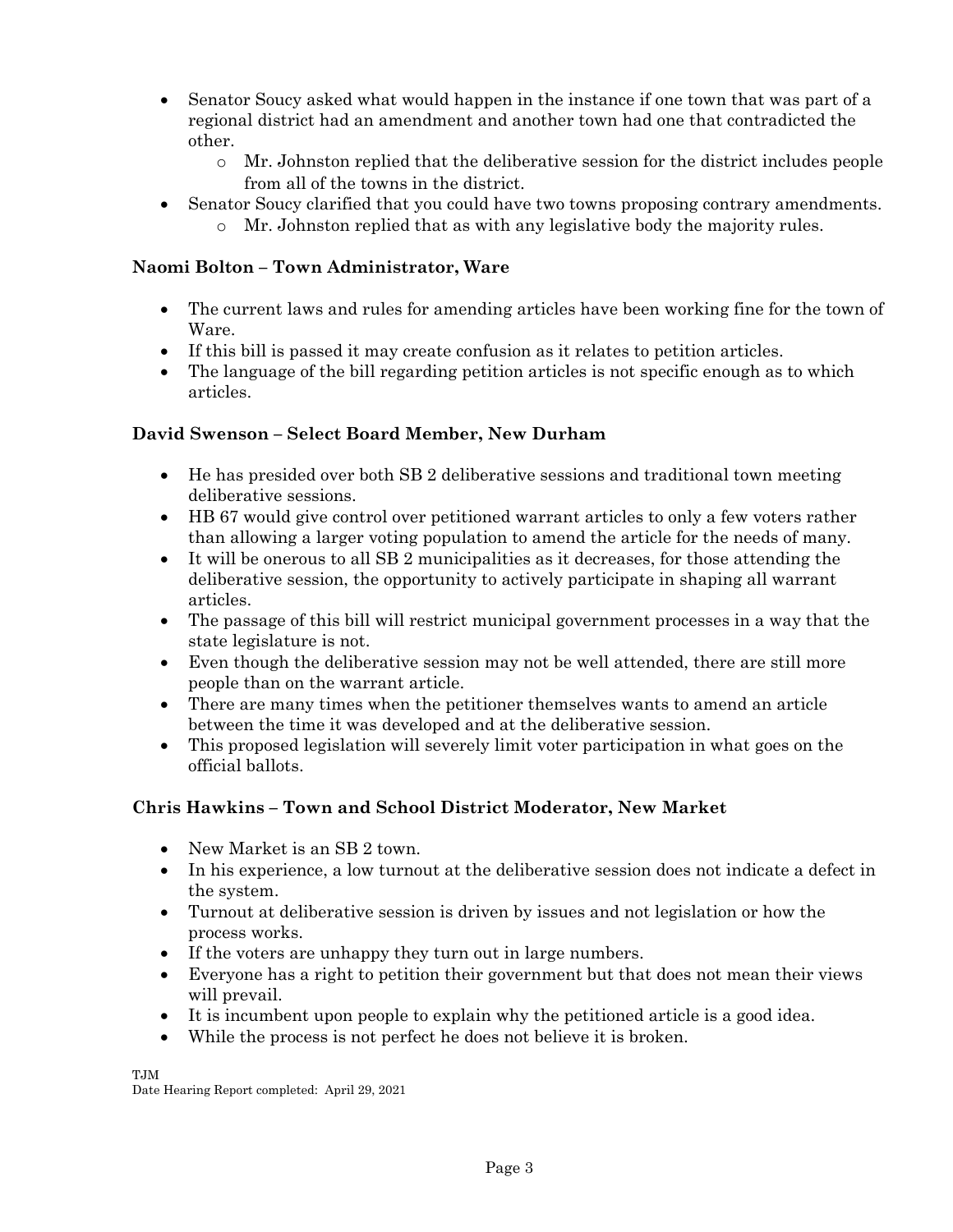- Senator Soucy asked what would happen in the instance if one town that was part of a regional district had an amendment and another town had one that contradicted the other.
  - Mr. Johnston replied that the deliberative session for the district includes people from all of the towns in the district.
- Senator Soucy clarified that you could have two towns proposing contrary amendments.
  - Mr. Johnston replied that as with any legislative body the majority rules.

**Naomi Bolton – Town Administrator, Ware**

- The current laws and rules for amending articles have been working fine for the town of Ware.
- If this bill is passed it may create confusion as it relates to petition articles.
- The language of the bill regarding petition articles is not specific enough as to which articles.

**David Swenson – Select Board Member, New Durham**

- He has presided over both SB 2 deliberative sessions and traditional town meeting deliberative sessions.
- HB 67 would give control over petitioned warrant articles to only a few voters rather than allowing a larger voting population to amend the article for the needs of many.
- It will be onerous to all SB 2 municipalities as it decreases, for those attending the deliberative session, the opportunity to actively participate in shaping all warrant articles.
- The passage of this bill will restrict municipal government processes in a way that the state legislature is not.
- Even though the deliberative session may not be well attended, there are still more people than on the warrant article.
- There are many times when the petitioner themselves wants to amend an article between the time it was developed and at the deliberative session.
- This proposed legislation will severely limit voter participation in what goes on the official ballots.

**Chris Hawkins – Town and School District Moderator, New Market**

- New Market is an SB 2 town.
- In his experience, a low turnout at the deliberative session does not indicate a defect in the system.
- Turnout at deliberative session is driven by issues and not legislation or how the process works.
- If the voters are unhappy they turn out in large numbers.
- Everyone has a right to petition their government but that does not mean their views will prevail.
- It is incumbent upon people to explain why the petitioned article is a good idea.
- While the process is not perfect he does not believe it is broken.

TJM
Date Hearing Report completed: April 29, 2021